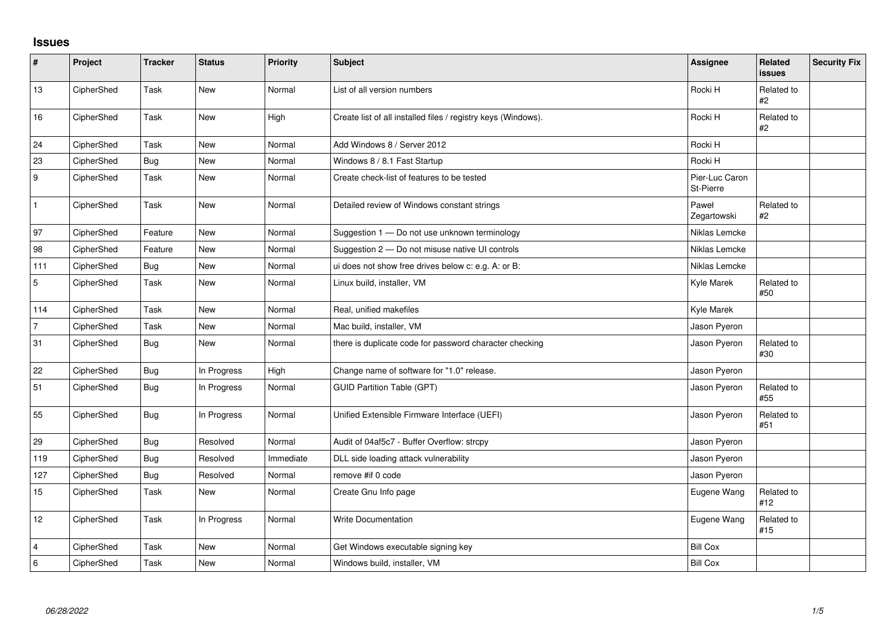## Issues

| # | Project | Tracker | Status | Priority | Subject | Assignee | Related issues | Security Fix |
|---|---|---|---|---|---|---|---|---|
| 13 | CipherShed | Task | New | Normal | List of all version numbers | Rocki H | Related to #2 | |
| 16 | CipherShed | Task | New | High | Create list of all installed files / registry keys (Windows). | Rocki H | Related to #2 | |
| 24 | CipherShed | Task | New | Normal | Add Windows 8 / Server 2012 | Rocki H | | |
| 23 | CipherShed | Bug | New | Normal | Windows 8 / 8.1 Fast Startup | Rocki H | | |
| 9 | CipherShed | Task | New | Normal | Create check-list of features to be tested | Pier-Luc Caron St-Pierre | | |
| 1 | CipherShed | Task | New | Normal | Detailed review of Windows constant strings | Paweł Zegartowski | Related to #2 | |
| 97 | CipherShed | Feature | New | Normal | Suggestion 1 — Do not use unknown terminology | Niklas Lemcke | | |
| 98 | CipherShed | Feature | New | Normal | Suggestion 2 — Do not misuse native UI controls | Niklas Lemcke | | |
| 111 | CipherShed | Bug | New | Normal | ui does not show free drives below c: e.g. A: or B: | Niklas Lemcke | | |
| 5 | CipherShed | Task | New | Normal | Linux build, installer, VM | Kyle Marek | Related to #50 | |
| 114 | CipherShed | Task | New | Normal | Real, unified makefiles | Kyle Marek | | |
| 7 | CipherShed | Task | New | Normal | Mac build, installer, VM | Jason Pyeron | | |
| 31 | CipherShed | Bug | New | Normal | there is duplicate code for password character checking | Jason Pyeron | Related to #30 | |
| 22 | CipherShed | Bug | In Progress | High | Change name of software for "1.0" release. | Jason Pyeron | | |
| 51 | CipherShed | Bug | In Progress | Normal | GUID Partition Table (GPT) | Jason Pyeron | Related to #55 | |
| 55 | CipherShed | Bug | In Progress | Normal | Unified Extensible Firmware Interface (UEFI) | Jason Pyeron | Related to #51 | |
| 29 | CipherShed | Bug | Resolved | Normal | Audit of 04af5c7 - Buffer Overflow: strcpy | Jason Pyeron | | |
| 119 | CipherShed | Bug | Resolved | Immediate | DLL side loading attack vulnerability | Jason Pyeron | | |
| 127 | CipherShed | Bug | Resolved | Normal | remove #if 0 code | Jason Pyeron | | |
| 15 | CipherShed | Task | New | Normal | Create Gnu Info page | Eugene Wang | Related to #12 | |
| 12 | CipherShed | Task | In Progress | Normal | Write Documentation | Eugene Wang | Related to #15 | |
| 4 | CipherShed | Task | New | Normal | Get Windows executable signing key | Bill Cox | | |
| 6 | CipherShed | Task | New | Normal | Windows build, installer, VM | Bill Cox | | |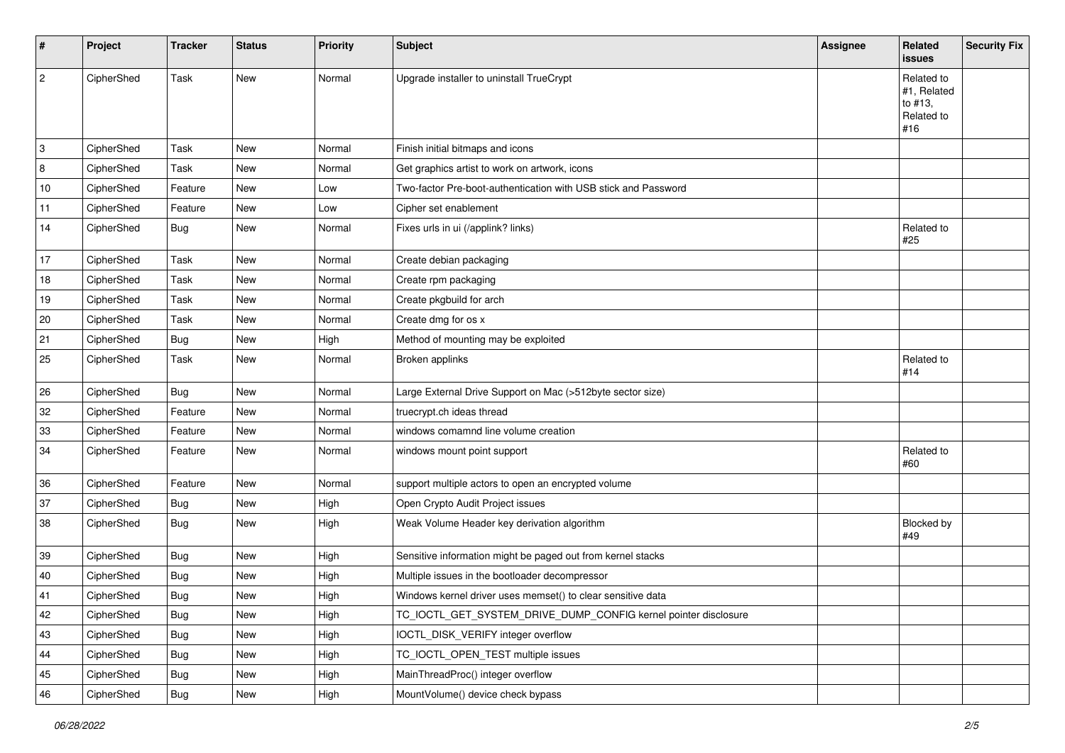| # | Project | Tracker | Status | Priority | Subject | Assignee | Related issues | Security Fix |
|---|---|---|---|---|---|---|---|---|
| 2 | CipherShed | Task | New | Normal | Upgrade installer to uninstall TrueCrypt | | Related to #1, Related to #13, Related to #16 | |
| 3 | CipherShed | Task | New | Normal | Finish initial bitmaps and icons | | | |
| 8 | CipherShed | Task | New | Normal | Get graphics artist to work on artwork, icons | | | |
| 10 | CipherShed | Feature | New | Low | Two-factor Pre-boot-authentication with USB stick and Password | | | |
| 11 | CipherShed | Feature | New | Low | Cipher set enablement | | | |
| 14 | CipherShed | Bug | New | Normal | Fixes urls in ui (/applink? links) | | Related to #25 | |
| 17 | CipherShed | Task | New | Normal | Create debian packaging | | | |
| 18 | CipherShed | Task | New | Normal | Create rpm packaging | | | |
| 19 | CipherShed | Task | New | Normal | Create pkgbuild for arch | | | |
| 20 | CipherShed | Task | New | Normal | Create dmg for os x | | | |
| 21 | CipherShed | Bug | New | High | Method of mounting may be exploited | | | |
| 25 | CipherShed | Task | New | Normal | Broken applinks | | Related to #14 | |
| 26 | CipherShed | Bug | New | Normal | Large External Drive Support on Mac (>512byte sector size) | | | |
| 32 | CipherShed | Feature | New | Normal | truecrypt.ch ideas thread | | | |
| 33 | CipherShed | Feature | New | Normal | windows comamnd line volume creation | | | |
| 34 | CipherShed | Feature | New | Normal | windows mount point support | | Related to #60 | |
| 36 | CipherShed | Feature | New | Normal | support multiple actors to open an encrypted volume | | | |
| 37 | CipherShed | Bug | New | High | Open Crypto Audit Project issues | | | |
| 38 | CipherShed | Bug | New | High | Weak Volume Header key derivation algorithm | | Blocked by #49 | |
| 39 | CipherShed | Bug | New | High | Sensitive information might be paged out from kernel stacks | | | |
| 40 | CipherShed | Bug | New | High | Multiple issues in the bootloader decompressor | | | |
| 41 | CipherShed | Bug | New | High | Windows kernel driver uses memset() to clear sensitive data | | | |
| 42 | CipherShed | Bug | New | High | TC_IOCTL_GET_SYSTEM_DRIVE_DUMP_CONFIG kernel pointer disclosure | | | |
| 43 | CipherShed | Bug | New | High | IOCTL_DISK_VERIFY integer overflow | | | |
| 44 | CipherShed | Bug | New | High | TC_IOCTL_OPEN_TEST multiple issues | | | |
| 45 | CipherShed | Bug | New | High | MainThreadProc() integer overflow | | | |
| 46 | CipherShed | Bug | New | High | MountVolume() device check bypass | | | |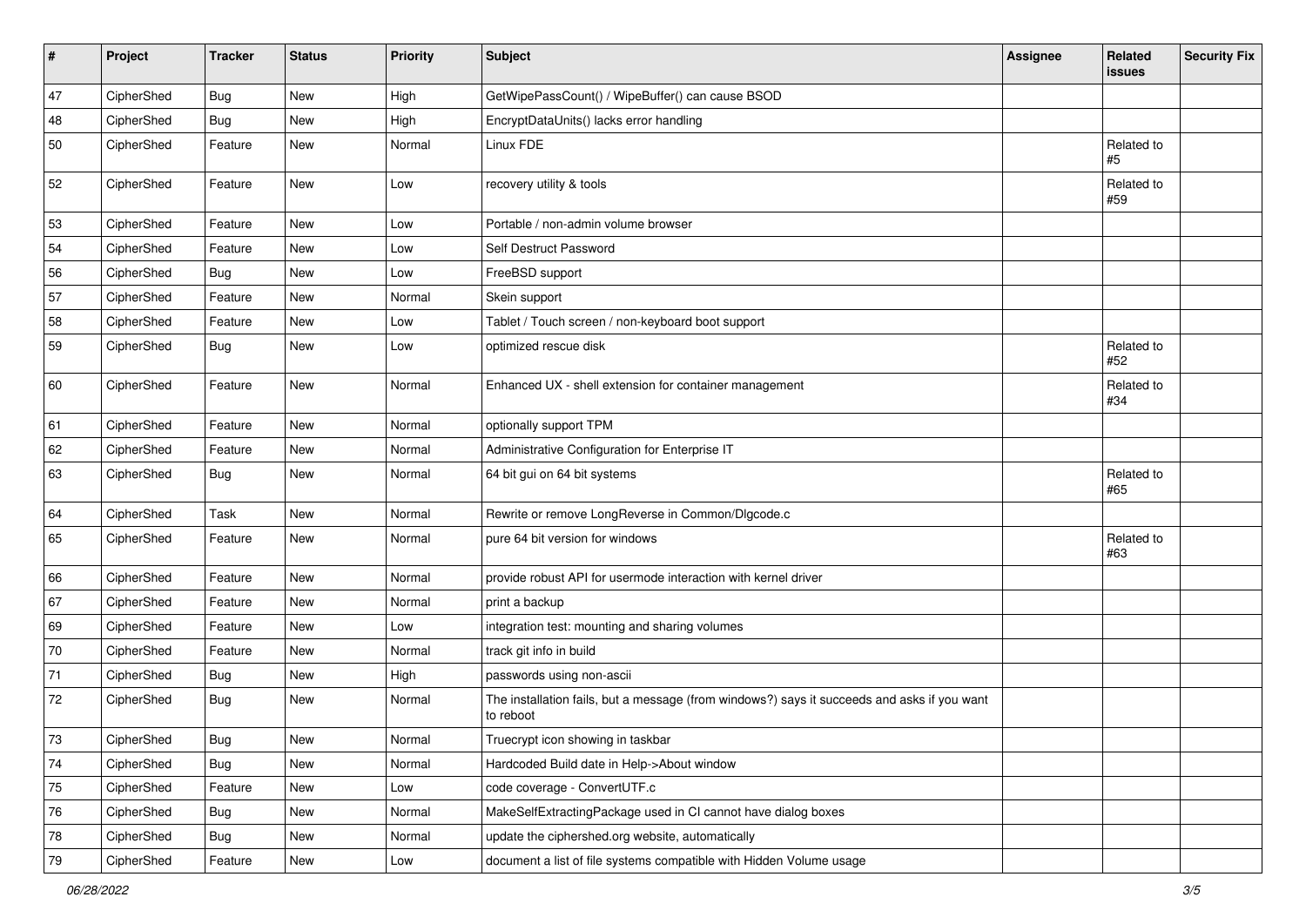| # | Project | Tracker | Status | Priority | Subject | Assignee | Related issues | Security Fix |
|---|---|---|---|---|---|---|---|---|
| 47 | CipherShed | Bug | New | High | GetWipePassCount() / WipeBuffer() can cause BSOD | | | |
| 48 | CipherShed | Bug | New | High | EncryptDataUnits() lacks error handling | | | |
| 50 | CipherShed | Feature | New | Normal | Linux FDE | | Related to #5 | |
| 52 | CipherShed | Feature | New | Low | recovery utility & tools | | Related to #59 | |
| 53 | CipherShed | Feature | New | Low | Portable / non-admin volume browser | | | |
| 54 | CipherShed | Feature | New | Low | Self Destruct Password | | | |
| 56 | CipherShed | Bug | New | Low | FreeBSD support | | | |
| 57 | CipherShed | Feature | New | Normal | Skein support | | | |
| 58 | CipherShed | Feature | New | Low | Tablet / Touch screen / non-keyboard boot support | | | |
| 59 | CipherShed | Bug | New | Low | optimized rescue disk | | Related to #52 | |
| 60 | CipherShed | Feature | New | Normal | Enhanced UX - shell extension for container management | | Related to #34 | |
| 61 | CipherShed | Feature | New | Normal | optionally support TPM | | | |
| 62 | CipherShed | Feature | New | Normal | Administrative Configuration for Enterprise IT | | | |
| 63 | CipherShed | Bug | New | Normal | 64 bit gui on 64 bit systems | | Related to #65 | |
| 64 | CipherShed | Task | New | Normal | Rewrite or remove LongReverse in Common/Dlgcode.c | | | |
| 65 | CipherShed | Feature | New | Normal | pure 64 bit version for windows | | Related to #63 | |
| 66 | CipherShed | Feature | New | Normal | provide robust API for usermode interaction with kernel driver | | | |
| 67 | CipherShed | Feature | New | Normal | print a backup | | | |
| 69 | CipherShed | Feature | New | Low | integration test: mounting and sharing volumes | | | |
| 70 | CipherShed | Feature | New | Normal | track git info in build | | | |
| 71 | CipherShed | Bug | New | High | passwords using non-ascii | | | |
| 72 | CipherShed | Bug | New | Normal | The installation fails, but a message (from windows?) says it succeeds and asks if you want to reboot | | | |
| 73 | CipherShed | Bug | New | Normal | Truecrypt icon showing in taskbar | | | |
| 74 | CipherShed | Bug | New | Normal | Hardcoded Build date in Help->About window | | | |
| 75 | CipherShed | Feature | New | Low | code coverage - ConvertUTF.c | | | |
| 76 | CipherShed | Bug | New | Normal | MakeSelfExtractingPackage used in CI cannot have dialog boxes | | | |
| 78 | CipherShed | Bug | New | Normal | update the ciphershed.org website, automatically | | | |
| 79 | CipherShed | Feature | New | Low | document a list of file systems compatible with Hidden Volume usage | | | |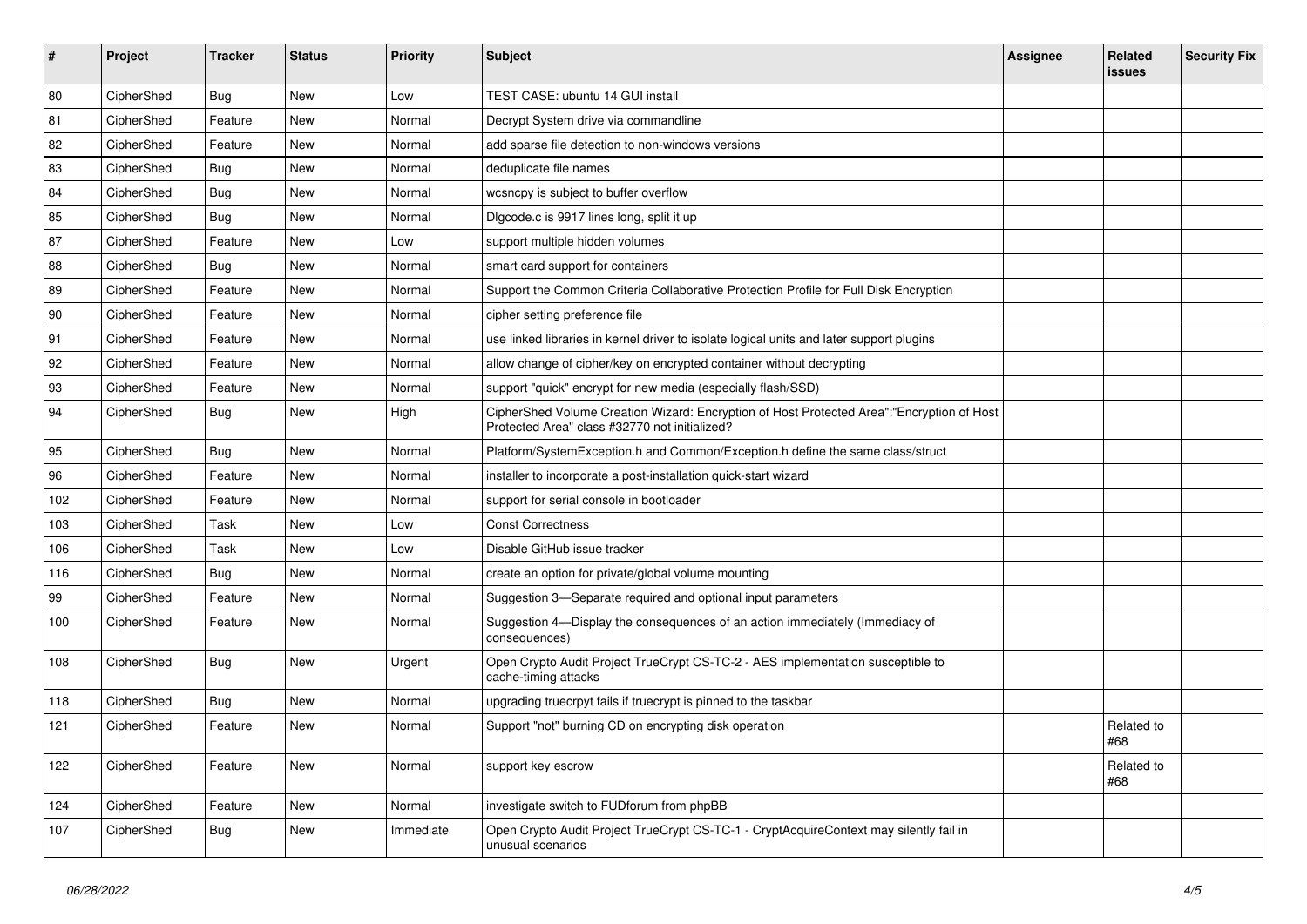| # | Project | Tracker | Status | Priority | Subject | Assignee | Related issues | Security Fix |
|---|---|---|---|---|---|---|---|---|
| 80 | CipherShed | Bug | New | Low | TEST CASE: ubuntu 14 GUI install | | | |
| 81 | CipherShed | Feature | New | Normal | Decrypt System drive via commandline | | | |
| 82 | CipherShed | Feature | New | Normal | add sparse file detection to non-windows versions | | | |
| 83 | CipherShed | Bug | New | Normal | deduplicate file names | | | |
| 84 | CipherShed | Bug | New | Normal | wcsncpy is subject to buffer overflow | | | |
| 85 | CipherShed | Bug | New | Normal | Dlgcode.c is 9917 lines long, split it up | | | |
| 87 | CipherShed | Feature | New | Low | support multiple hidden volumes | | | |
| 88 | CipherShed | Bug | New | Normal | smart card support for containers | | | |
| 89 | CipherShed | Feature | New | Normal | Support the Common Criteria Collaborative Protection Profile for Full Disk Encryption | | | |
| 90 | CipherShed | Feature | New | Normal | cipher setting preference file | | | |
| 91 | CipherShed | Feature | New | Normal | use linked libraries in kernel driver to isolate logical units and later support plugins | | | |
| 92 | CipherShed | Feature | New | Normal | allow change of cipher/key on encrypted container without decrypting | | | |
| 93 | CipherShed | Feature | New | Normal | support "quick" encrypt for new media (especially flash/SSD) | | | |
| 94 | CipherShed | Bug | New | High | CipherShed Volume Creation Wizard: Encryption of Host Protected Area":"Encryption of Host Protected Area" class #32770 not initialized? | | | |
| 95 | CipherShed | Bug | New | Normal | Platform/SystemException.h and Common/Exception.h define the same class/struct | | | |
| 96 | CipherShed | Feature | New | Normal | installer to incorporate a post-installation quick-start wizard | | | |
| 102 | CipherShed | Feature | New | Normal | support for serial console in bootloader | | | |
| 103 | CipherShed | Task | New | Low | Const Correctness | | | |
| 106 | CipherShed | Task | New | Low | Disable GitHub issue tracker | | | |
| 116 | CipherShed | Bug | New | Normal | create an option for private/global volume mounting | | | |
| 99 | CipherShed | Feature | New | Normal | Suggestion 3—Separate required and optional input parameters | | | |
| 100 | CipherShed | Feature | New | Normal | Suggestion 4—Display the consequences of an action immediately (Immediacy of consequences) | | | |
| 108 | CipherShed | Bug | New | Urgent | Open Crypto Audit Project TrueCrypt CS-TC-2 - AES implementation susceptible to cache-timing attacks | | | |
| 118 | CipherShed | Bug | New | Normal | upgrading truecrpyt fails if truecrypt is pinned to the taskbar | | | |
| 121 | CipherShed | Feature | New | Normal | Support "not" burning CD on encrypting disk operation | | Related to #68 | |
| 122 | CipherShed | Feature | New | Normal | support key escrow | | Related to #68 | |
| 124 | CipherShed | Feature | New | Normal | investigate switch to FUDforum from phpBB | | | |
| 107 | CipherShed | Bug | New | Immediate | Open Crypto Audit Project TrueCrypt CS-TC-1 - CryptAcquireContext may silently fail in unusual scenarios | | | |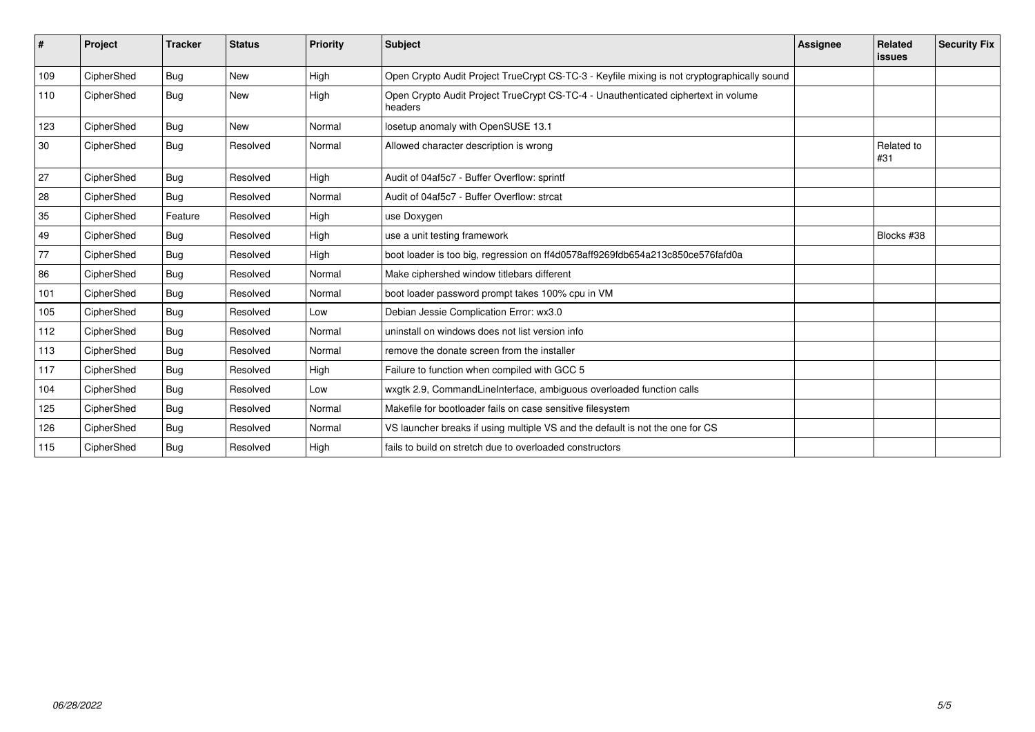| # | Project | Tracker | Status | Priority | Subject | Assignee | Related issues | Security Fix |
|---|---|---|---|---|---|---|---|---|
| 109 | CipherShed | Bug | New | High | Open Crypto Audit Project TrueCrypt CS-TC-3 - Keyfile mixing is not cryptographically sound | | | |
| 110 | CipherShed | Bug | New | High | Open Crypto Audit Project TrueCrypt CS-TC-4 - Unauthenticated ciphertext in volume headers | | | |
| 123 | CipherShed | Bug | New | Normal | losetup anomaly with OpenSUSE 13.1 | | | |
| 30 | CipherShed | Bug | Resolved | Normal | Allowed character description is wrong | | Related to #31 | |
| 27 | CipherShed | Bug | Resolved | High | Audit of 04af5c7 - Buffer Overflow: sprintf | | | |
| 28 | CipherShed | Bug | Resolved | Normal | Audit of 04af5c7 - Buffer Overflow: strcat | | | |
| 35 | CipherShed | Feature | Resolved | High | use Doxygen | | | |
| 49 | CipherShed | Bug | Resolved | High | use a unit testing framework | | Blocks #38 | |
| 77 | CipherShed | Bug | Resolved | High | boot loader is too big, regression on ff4d0578aff9269fdb654a213c850ce576fafd0a | | | |
| 86 | CipherShed | Bug | Resolved | Normal | Make ciphershed window titlebars different | | | |
| 101 | CipherShed | Bug | Resolved | Normal | boot loader password prompt takes 100% cpu in VM | | | |
| 105 | CipherShed | Bug | Resolved | Low | Debian Jessie Complication Error: wx3.0 | | | |
| 112 | CipherShed | Bug | Resolved | Normal | uninstall on windows does not list version info | | | |
| 113 | CipherShed | Bug | Resolved | Normal | remove the donate screen from the installer | | | |
| 117 | CipherShed | Bug | Resolved | High | Failure to function when compiled with GCC 5 | | | |
| 104 | CipherShed | Bug | Resolved | Low | wxgtk 2.9, CommandLineInterface, ambiguous overloaded function calls | | | |
| 125 | CipherShed | Bug | Resolved | Normal | Makefile for bootloader fails on case sensitive filesystem | | | |
| 126 | CipherShed | Bug | Resolved | Normal | VS launcher breaks if using multiple VS and the default is not the one for CS | | | |
| 115 | CipherShed | Bug | Resolved | High | fails to build on stretch due to overloaded constructors | | | |